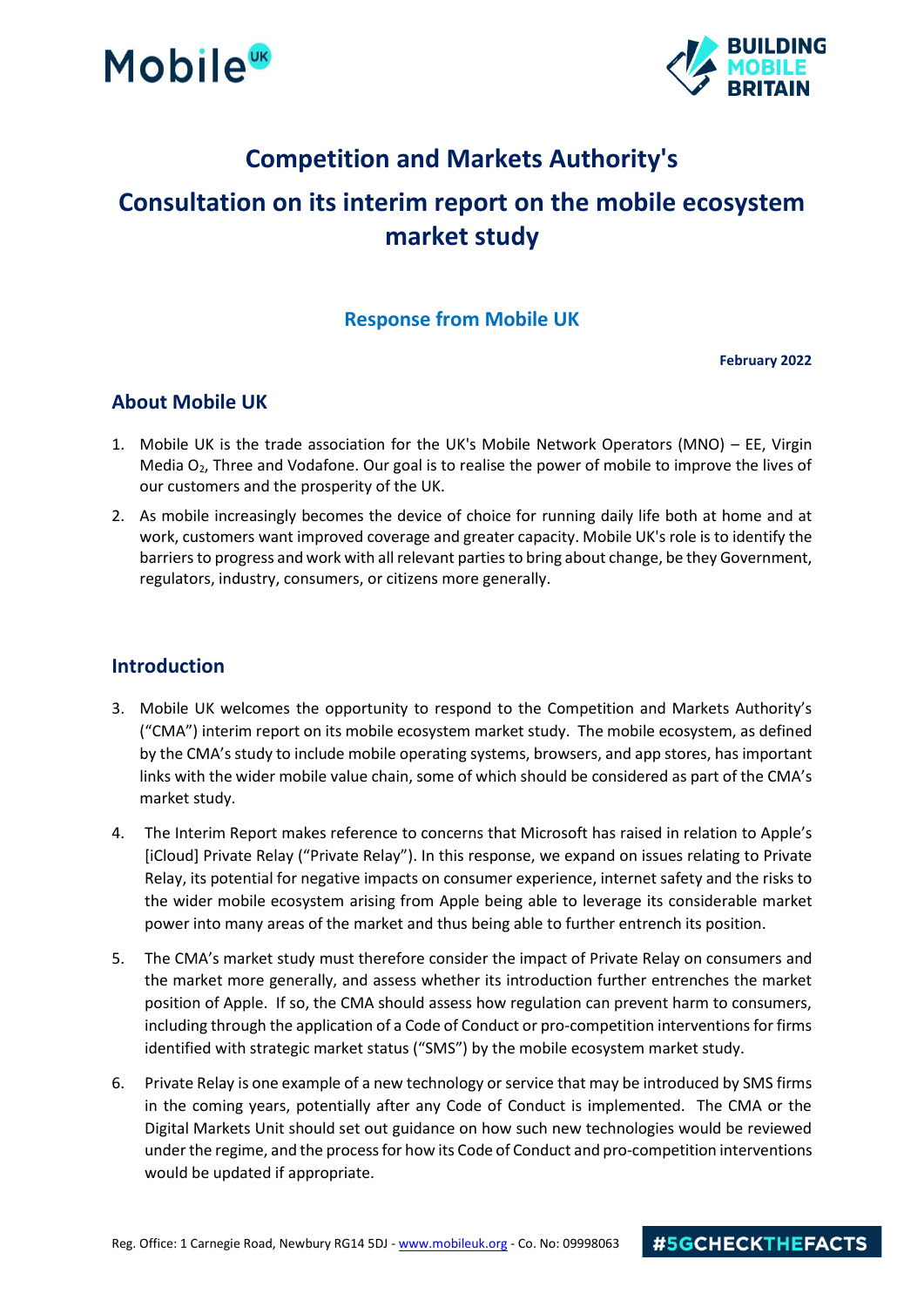# Competition and Markets Authority's

# Consultation on its interim report on the mobile ecosystem market study

## Response from Mobile UK

**February 2022**

## About Mobile UK

1. Mobile UK is the trade association for the UK's Mobile Network Operators (MNO) – EE, Virgin Media $O_2$, Three and Vodafone. Our goal is to realise the power of mobile to improve the lives of our customers and the prosperity of the UK.
2. As mobile increasingly becomes the device of choice for running daily life both at home and at work, customers want improved coverage and greater capacity. Mobile UK's role is to identify the barriers to progress and work with all relevant parties to bring about change, be they Government, regulators, industry, consumers, or citizens more generally.

## Introduction

3. Mobile UK welcomes the opportunity to respond to the Competition and Markets Authority's ("CMA") interim report on its mobile ecosystem market study. The mobile ecosystem, as defined by the CMA's study to include mobile operating systems, browsers, and app stores, has important links with the wider mobile value chain, some of which should be considered as part of the CMA's market study.
4. The Interim Report makes reference to concerns that Microsoft has raised in relation to Apple's [iCloud] Private Relay ("Private Relay"). In this response, we expand on issues relating to Private Relay, its potential for negative impacts on consumer experience, internet safety and the risks to the wider mobile ecosystem arising from Apple being able to leverage its considerable market power into many areas of the market and thus being able to further entrench its position.
5. The CMA's market study must therefore consider the impact of Private Relay on consumers and the market more generally, and assess whether its introduction further entrenches the market position of Apple. If so, the CMA should assess how regulation can prevent harm to consumers, including through the application of a Code of Conduct or pro-competition interventions for firms identified with strategic market status ("SMS") by the mobile ecosystem market study.
6. Private Relay is one example of a new technology or service that may be introduced by SMS firms in the coming years, potentially after any Code of Conduct is implemented. The CMA or the Digital Markets Unit should set out guidance on how such new technologies would be reviewed under the regime, and the process for how its Code of Conduct and pro-competition interventions would be updated if appropriate.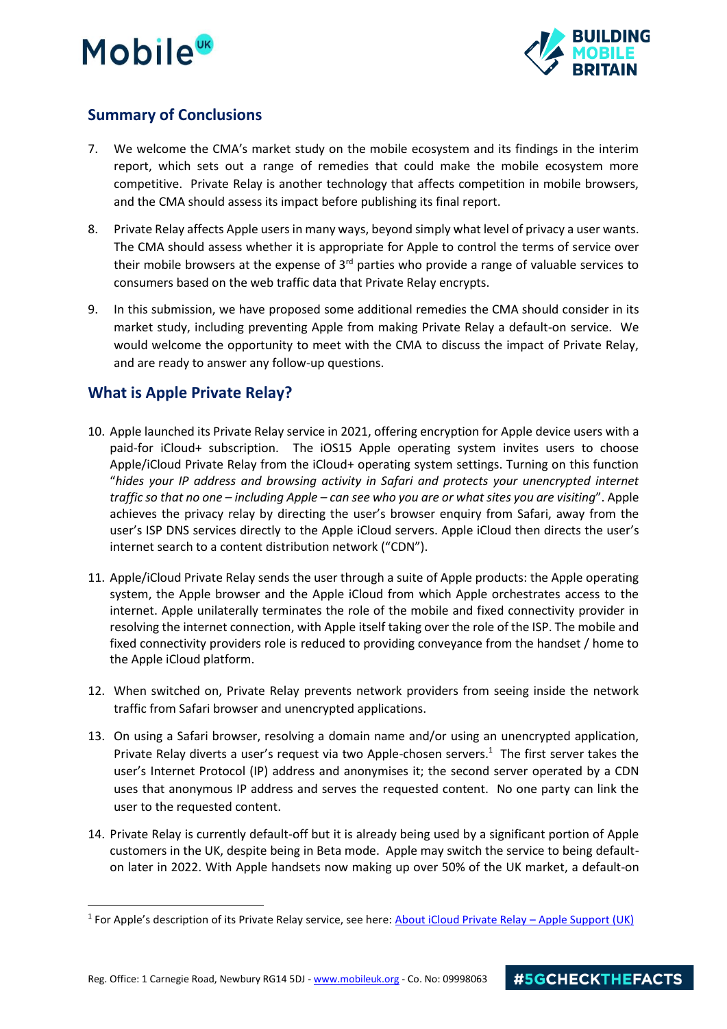## Summary of Conclusions

7. We welcome the CMA's market study on the mobile ecosystem and its findings in the interim report, which sets out a range of remedies that could make the mobile ecosystem more competitive. Private Relay is another technology that affects competition in mobile browsers, and the CMA should assess its impact before publishing its final report.

8. Private Relay affects Apple users in many ways, beyond simply what level of privacy a user wants. The CMA should assess whether it is appropriate for Apple to control the terms of service over their mobile browsers at the expense of 3rd parties who provide a range of valuable services to consumers based on the web traffic data that Private Relay encrypts.

9. In this submission, we have proposed some additional remedies the CMA should consider in its market study, including preventing Apple from making Private Relay a default-on service. We would welcome the opportunity to meet with the CMA to discuss the impact of Private Relay, and are ready to answer any follow-up questions.

## What is Apple Private Relay?

10. Apple launched its Private Relay service in 2021, offering encryption for Apple device users with a paid-for iCloud+ subscription. The iOS15 Apple operating system invites users to choose Apple/iCloud Private Relay from the iCloud+ operating system settings. Turning on this function "*hides your IP address and browsing activity in Safari and protects your unencrypted internet traffic so that no one – including Apple – can see who you are or what sites you are visiting*". Apple achieves the privacy relay by directing the user's browser enquiry from Safari, away from the user's ISP DNS services directly to the Apple iCloud servers. Apple iCloud then directs the user's internet search to a content distribution network ("CDN").

11. Apple/iCloud Private Relay sends the user through a suite of Apple products: the Apple operating system, the Apple browser and the Apple iCloud from which Apple orchestrates access to the internet. Apple unilaterally terminates the role of the mobile and fixed connectivity provider in resolving the internet connection, with Apple itself taking over the role of the ISP. The mobile and fixed connectivity providers role is reduced to providing conveyance from the handset / home to the Apple iCloud platform.

12. When switched on, Private Relay prevents network providers from seeing inside the network traffic from Safari browser and unencrypted applications.

13. On using a Safari browser, resolving a domain name and/or using an unencrypted application, Private Relay diverts a user's request via two Apple-chosen servers.[1] The first server takes the user's Internet Protocol (IP) address and anonymises it; the second server operated by a CDN uses that anonymous IP address and serves the requested content. No one party can link the user to the requested content.

14. Private Relay is currently default-off but it is already being used by a significant portion of Apple customers in the UK, despite being in Beta mode. Apple may switch the service to being default-on later in 2022. With Apple handsets now making up over 50% of the UK market, a default-on

[1] For Apple's description of its Private Relay service, see here: About iCloud Private Relay – Apple Support (UK)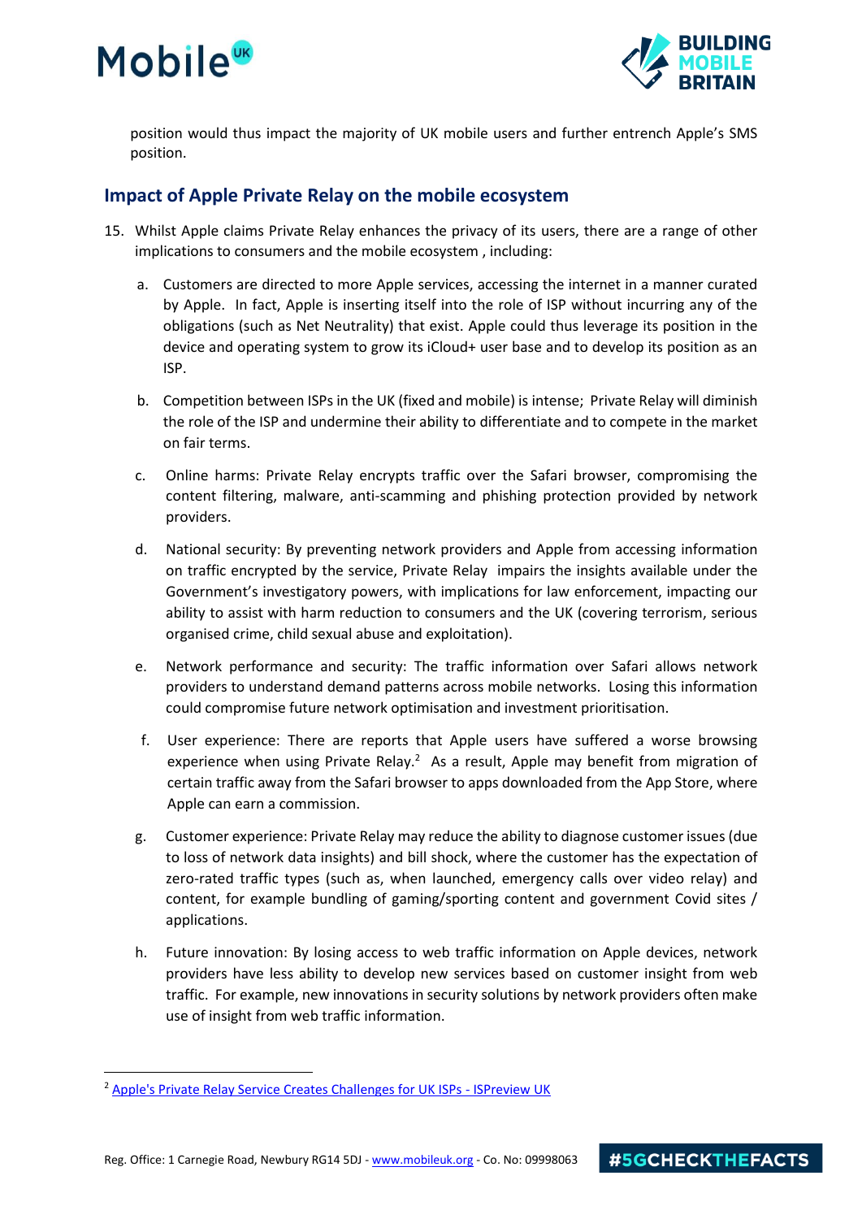position would thus impact the majority of UK mobile users and further entrench Apple's SMS position.

## Impact of Apple Private Relay on the mobile ecosystem

15. Whilst Apple claims Private Relay enhances the privacy of its users, there are a range of other implications to consumers and the mobile ecosystem , including:

    a. Customers are directed to more Apple services, accessing the internet in a manner curated by Apple. In fact, Apple is inserting itself into the role of ISP without incurring any of the obligations (such as Net Neutrality) that exist. Apple could thus leverage its position in the device and operating system to grow its iCloud+ user base and to develop its position as an ISP.

    b. Competition between ISPs in the UK (fixed and mobile) is intense; Private Relay will diminish the role of the ISP and undermine their ability to differentiate and to compete in the market on fair terms.

    c. Online harms: Private Relay encrypts traffic over the Safari browser, compromising the content filtering, malware, anti-scamming and phishing protection provided by network providers.

    d. National security: By preventing network providers and Apple from accessing information on traffic encrypted by the service, Private Relay impairs the insights available under the Government's investigatory powers, with implications for law enforcement, impacting our ability to assist with harm reduction to consumers and the UK (covering terrorism, serious organised crime, child sexual abuse and exploitation).

    e. Network performance and security: The traffic information over Safari allows network providers to understand demand patterns across mobile networks. Losing this information could compromise future network optimisation and investment prioritisation.

    f. User experience: There are reports that Apple users have suffered a worse browsing experience when using Private Relay.[2] As a result, Apple may benefit from migration of certain traffic away from the Safari browser to apps downloaded from the App Store, where Apple can earn a commission.

    g. Customer experience: Private Relay may reduce the ability to diagnose customer issues (due to loss of network data insights) and bill shock, where the customer has the expectation of zero-rated traffic types (such as, when launched, emergency calls over video relay) and content, for example bundling of gaming/sporting content and government Covid sites / applications.

    h. Future innovation: By losing access to web traffic information on Apple devices, network providers have less ability to develop new services based on customer insight from web traffic. For example, new innovations in security solutions by network providers often make use of insight from web traffic information.

---

[2] Apple's Private Relay Service Creates Challenges for UK ISPs - ISPreview UK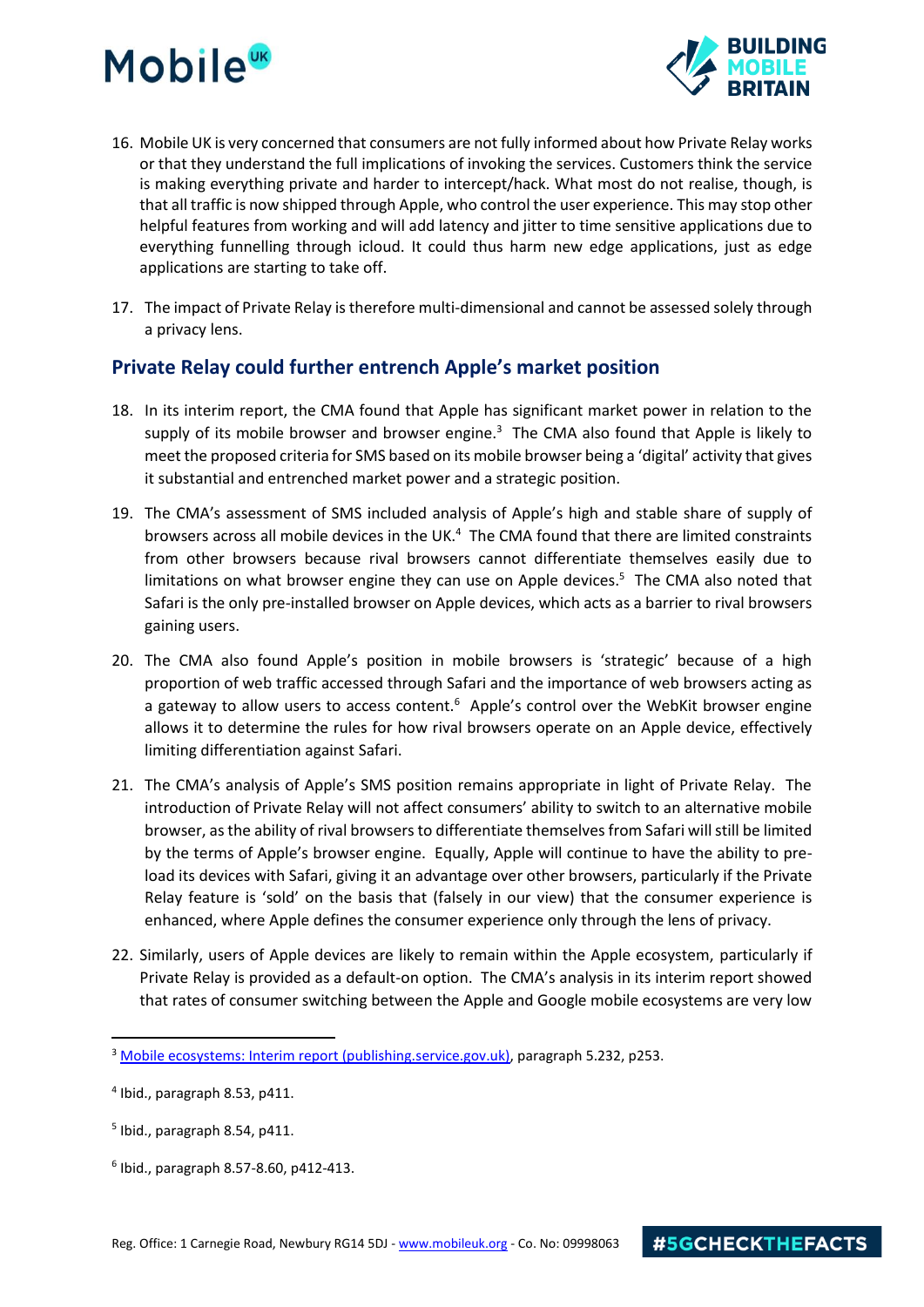16. Mobile UK is very concerned that consumers are not fully informed about how Private Relay works or that they understand the full implications of invoking the services. Customers think the service is making everything private and harder to intercept/hack. What most do not realise, though, is that all traffic is now shipped through Apple, who control the user experience. This may stop other helpful features from working and will add latency and jitter to time sensitive applications due to everything funnelling through icloud. It could thus harm new edge applications, just as edge applications are starting to take off.

17. The impact of Private Relay is therefore multi-dimensional and cannot be assessed solely through a privacy lens.

## Private Relay could further entrench Apple's market position

18. In its interim report, the CMA found that Apple has significant market power in relation to the supply of its mobile browser and browser engine.[3] The CMA also found that Apple is likely to meet the proposed criteria for SMS based on its mobile browser being a 'digital' activity that gives it substantial and entrenched market power and a strategic position.

19. The CMA's assessment of SMS included analysis of Apple's high and stable share of supply of browsers across all mobile devices in the UK.[4] The CMA found that there are limited constraints from other browsers because rival browsers cannot differentiate themselves easily due to limitations on what browser engine they can use on Apple devices.[5] The CMA also noted that Safari is the only pre-installed browser on Apple devices, which acts as a barrier to rival browsers gaining users.

20. The CMA also found Apple's position in mobile browsers is 'strategic' because of a high proportion of web traffic accessed through Safari and the importance of web browsers acting as a gateway to allow users to access content.[6] Apple's control over the WebKit browser engine allows it to determine the rules for how rival browsers operate on an Apple device, effectively limiting differentiation against Safari.

21. The CMA's analysis of Apple's SMS position remains appropriate in light of Private Relay. The introduction of Private Relay will not affect consumers' ability to switch to an alternative mobile browser, as the ability of rival browsers to differentiate themselves from Safari will still be limited by the terms of Apple's browser engine. Equally, Apple will continue to have the ability to pre-load its devices with Safari, giving it an advantage over other browsers, particularly if the Private Relay feature is 'sold' on the basis that (falsely in our view) that the consumer experience is enhanced, where Apple defines the consumer experience only through the lens of privacy.

22. Similarly, users of Apple devices are likely to remain within the Apple ecosystem, particularly if Private Relay is provided as a default-on option. The CMA's analysis in its interim report showed that rates of consumer switching between the Apple and Google mobile ecosystems are very low

---

[3] [Mobile ecosystems: Interim report (publishing.service.gov.uk)](), paragraph 5.232, p253.

[4] Ibid., paragraph 8.53, p411.

[5] Ibid., paragraph 8.54, p411.

[6] Ibid., paragraph 8.57-8.60, p412-413.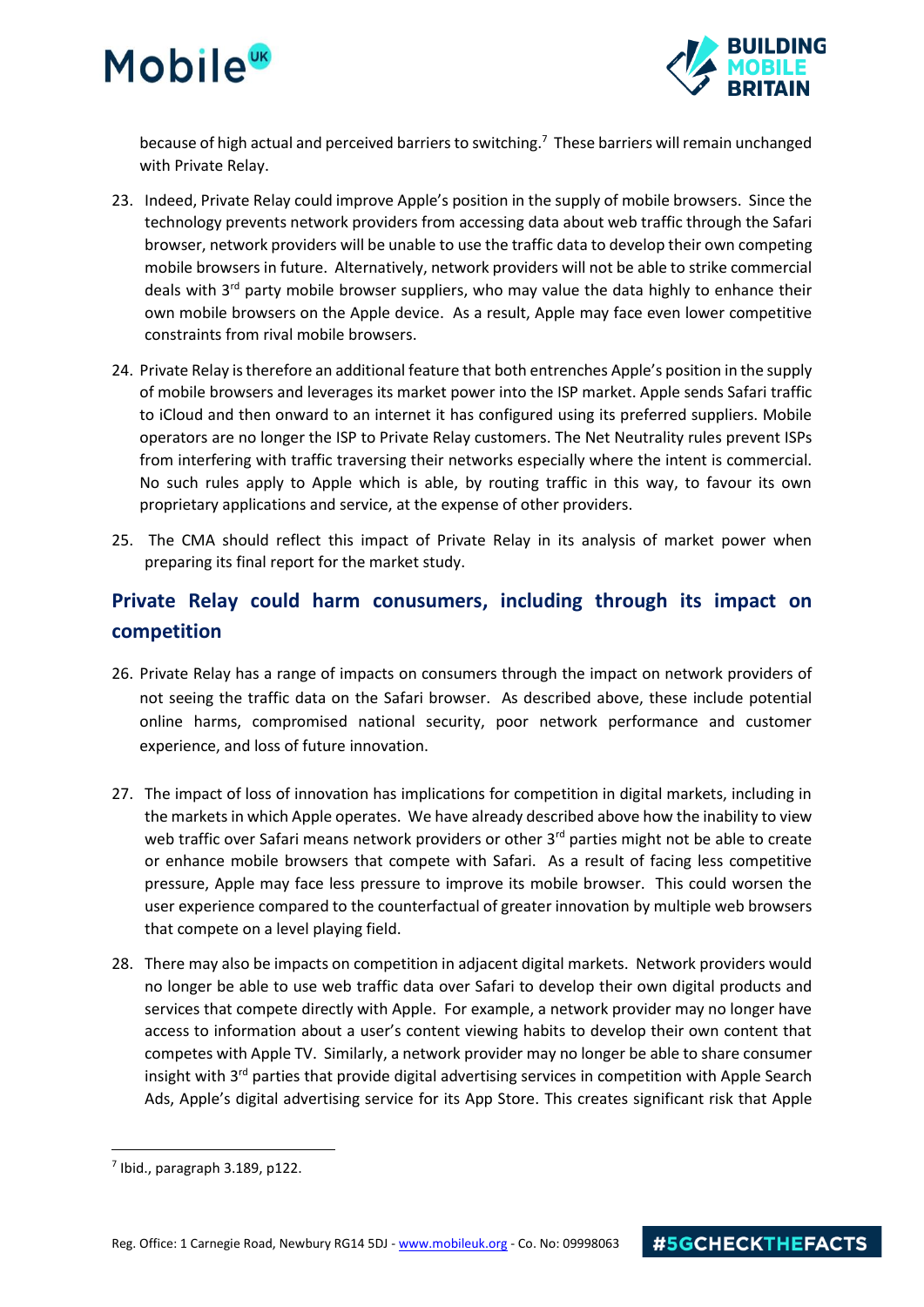because of high actual and perceived barriers to switching.[7] These barriers will remain unchanged with Private Relay.

23. Indeed, Private Relay could improve Apple's position in the supply of mobile browsers. Since the technology prevents network providers from accessing data about web traffic through the Safari browser, network providers will be unable to use the traffic data to develop their own competing mobile browsers in future. Alternatively, network providers will not be able to strike commercial deals with 3rd party mobile browser suppliers, who may value the data highly to enhance their own mobile browsers on the Apple device. As a result, Apple may face even lower competitive constraints from rival mobile browsers.

24. Private Relay is therefore an additional feature that both entrenches Apple's position in the supply of mobile browsers and leverages its market power into the ISP market. Apple sends Safari traffic to iCloud and then onward to an internet it has configured using its preferred suppliers. Mobile operators are no longer the ISP to Private Relay customers. The Net Neutrality rules prevent ISPs from interfering with traffic traversing their networks especially where the intent is commercial. No such rules apply to Apple which is able, by routing traffic in this way, to favour its own proprietary applications and service, at the expense of other providers.

25. The CMA should reflect this impact of Private Relay in its analysis of market power when preparing its final report for the market study.

## Private Relay could harm conusumers, including through its impact on competition

26. Private Relay has a range of impacts on consumers through the impact on network providers of not seeing the traffic data on the Safari browser. As described above, these include potential online harms, compromised national security, poor network performance and customer experience, and loss of future innovation.

27. The impact of loss of innovation has implications for competition in digital markets, including in the markets in which Apple operates. We have already described above how the inability to view web traffic over Safari means network providers or other 3rd parties might not be able to create or enhance mobile browsers that compete with Safari. As a result of facing less competitive pressure, Apple may face less pressure to improve its mobile browser. This could worsen the user experience compared to the counterfactual of greater innovation by multiple web browsers that compete on a level playing field.

28. There may also be impacts on competition in adjacent digital markets. Network providers would no longer be able to use web traffic data over Safari to develop their own digital products and services that compete directly with Apple. For example, a network provider may no longer have access to information about a user's content viewing habits to develop their own content that competes with Apple TV. Similarly, a network provider may no longer be able to share consumer insight with 3rd parties that provide digital advertising services in competition with Apple Search Ads, Apple's digital advertising service for its App Store. This creates significant risk that Apple

[7] Ibid., paragraph 3.189, p122.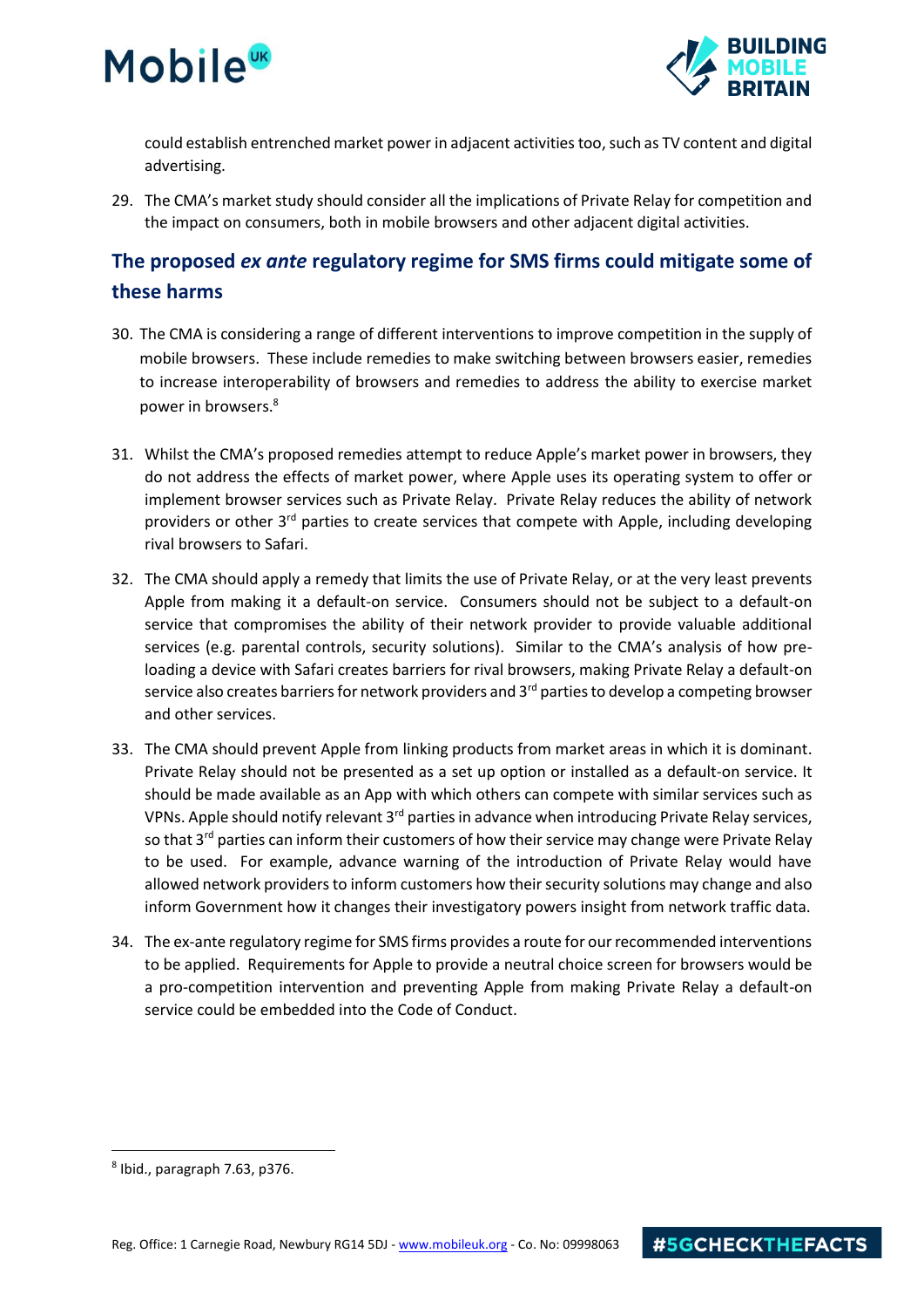could establish entrenched market power in adjacent activities too, such as TV content and digital advertising.

29. The CMA's market study should consider all the implications of Private Relay for competition and the impact on consumers, both in mobile browsers and other adjacent digital activities.

## The proposed *ex ante* regulatory regime for SMS firms could mitigate some of these harms

30. The CMA is considering a range of different interventions to improve competition in the supply of mobile browsers. These include remedies to make switching between browsers easier, remedies to increase interoperability of browsers and remedies to address the ability to exercise market power in browsers.[8]

31. Whilst the CMA's proposed remedies attempt to reduce Apple's market power in browsers, they do not address the effects of market power, where Apple uses its operating system to offer or implement browser services such as Private Relay. Private Relay reduces the ability of network providers or other 3rd parties to create services that compete with Apple, including developing rival browsers to Safari.

32. The CMA should apply a remedy that limits the use of Private Relay, or at the very least prevents Apple from making it a default-on service. Consumers should not be subject to a default-on service that compromises the ability of their network provider to provide valuable additional services (e.g. parental controls, security solutions). Similar to the CMA's analysis of how pre-loading a device with Safari creates barriers for rival browsers, making Private Relay a default-on service also creates barriers for network providers and 3rd parties to develop a competing browser and other services.

33. The CMA should prevent Apple from linking products from market areas in which it is dominant. Private Relay should not be presented as a set up option or installed as a default-on service. It should be made available as an App with which others can compete with similar services such as VPNs. Apple should notify relevant 3rd parties in advance when introducing Private Relay services, so that 3rd parties can inform their customers of how their service may change were Private Relay to be used. For example, advance warning of the introduction of Private Relay would have allowed network providers to inform customers how their security solutions may change and also inform Government how it changes their investigatory powers insight from network traffic data.

34. The ex-ante regulatory regime for SMS firms provides a route for our recommended interventions to be applied. Requirements for Apple to provide a neutral choice screen for browsers would be a pro-competition intervention and preventing Apple from making Private Relay a default-on service could be embedded into the Code of Conduct.

---

[8] Ibid., paragraph 7.63, p376.